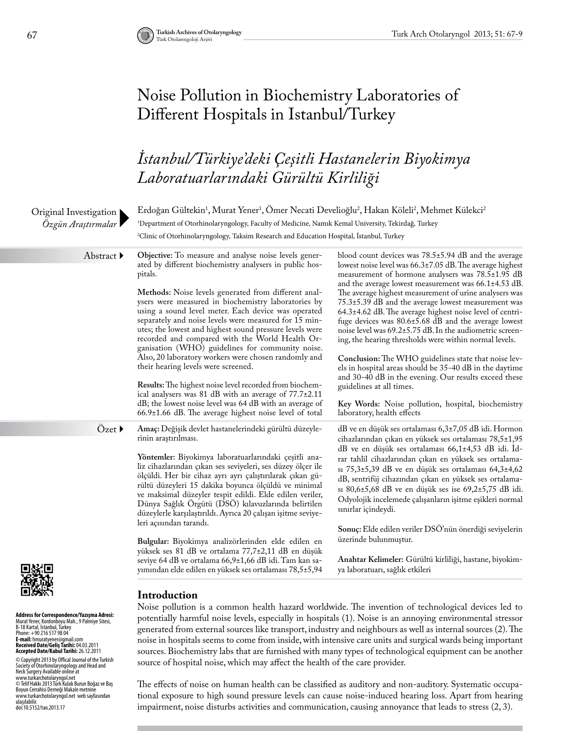# Noise Pollution in Biochemistry Laboratories of Different Hospitals in Istanbul/Turkey

# *İstanbul/Türkiye'deki Çeşitli Hastanelerin Biyokimya Laboratuarlarındaki Gürültü Kirliliği*

Original Investigation
*Özgün Araştırmalar*

Erdoğan Gültekin[1], Murat Yener[1], Ömer Necati Develioğlu[2], Hakan Köleli[2], Mehmet Külekci[2]

[1]Department of Otorhinolaryngology, Faculty of Medicine, Namık Kemal University, Tekirdağ, Turkey

[2]Clinic of Otorhinolaryngology, Taksim Research and Education Hospital, İstanbul, Turkey

## Abstract

**Objective:** To measure and analyse noise levels generated by different biochemistry analysers in public hospitals.

**Methods:** Noise levels generated from different analysers were measured in biochemistry laboratories by using a sound level meter. Each device was operated separately and noise levels were measured for 15 minutes; the lowest and highest sound pressure levels were recorded and compared with the World Health Organisation (WHO) guidelines for community noise. Also, 20 laboratory workers were chosen randomly and their hearing levels were screened.

**Results:** The highest noise level recorded from biochemical analysers was 81 dB with an average of 77.7±2.11 dB; the lowest noise level was 64 dB with an average of 66.9±1.66 dB. The average highest noise level of total blood count devices was 78.5±5.94 dB and the average lowest noise level was 66.3±7.05 dB. The average highest measurement of hormone analysers was 78.5±1.95 dB and the average lowest measurement was 66.1±4.53 dB. The average highest measurement of urine analysers was 75.3±5.39 dB and the average lowest measurement was 64.3±4.62 dB. The average highest noise level of centrifuge devices was 80.6±5.68 dB and the average lowest noise level was 69.2±5.75 dB. In the audiometric screening, the hearing thresholds were within normal levels.

**Conclusion:** The WHO guidelines state that noise levels in hospital areas should be 35-40 dB in the daytime and 30-40 dB in the evening. Our results exceed these guidelines at all times.

**Key Words:** Noise pollution, hospital, biochemistry laboratory, health effects

## Özet

**Amaç:** Değişik devlet hastanelerindeki gürültü düzeylerinin araştırılması.

**Yöntemler:** Biyokimya laboratuarlarındaki çeşitli analiz cihazlarından çıkan ses seviyeleri, ses düzey ölçer ile ölçüldü. Her bir cihaz ayrı ayrı çalıştırılarak çıkan gürültü düzeyleri 15 dakika boyunca ölçüldü ve minimal ve maksimal düzeyler tespit edildi. Elde edilen veriler, Dünya Sağlık Örgütü (DSÖ) kılavuzlarında belirtilen düzeylerle karşılaştırıldı. Ayrıca 20 çalışan işitme seviyeleri açısından tarandı.

**Bulgular:** Biyokimya analizörlerinden elde edilen yüksek ses 81 dB ve ortalama 77,7±2,11 dB en düşük seviye 64 dB ve ortalama 66,9±1,66 dB idi. Tam kan sayımından elde edilen en yüksek ses ortalaması 78,5±5,94 dB ve en düşük ses ortalaması 6,3±7,05 dB idi. Hormon cihazlarından çıkan en yüksek ses ortalaması 78,5±1,95 dB ve en düşük ses ortalaması 66,1±4,53 dB idi. İdrar tahlil cihazlarından çıkan en yüksek ses ortalaması 75,3±5,39 dB ve en düşük ses ortalaması 64,3±4,62 dB, sentrifüj cihazından çıkan en yüksek ses ortalaması 80,6±5,68 dB ve en düşük ses ise 69,2±5,75 dB idi. Odyolojik incelemede çalışanların işitme eşikleri normal sınırlar içindeydi.

**Sonuç:** Elde edilen veriler DSÖ'nün önerdiği seviyelerin üzerinde bulunmuştur.

**Anahtar Kelimeler:** Gürültü kirliliği, hastane, biyokimya laboratuarı, sağlık etkileri

**Address for Correspondence/Yazışma Adresi:** Murat Yener, Kordonboyu Mah., 9 Palmiye Sitesi, B-18 Kartal, İstanbul, Turkey
Phone: +90 216 517 98 04
**E-mail:** hmuratyener@gmail.com
**Received Date/Geliş Tarihi:** 04.03.2011
**Accepted Date/Kabul Tarihi:** 26.12.2011

© Copyright 2013 by Offical Journal of the Turkish Society of Otorhinolaryngology and Head and Neck Surgery Available online at www.turkarchotolaryngol.net
© Telif Hakkı 2013 Türk Kulak Burun Boğaz ve Baş Boyun Cerrahisi Derneği Makale metnine www.turkarchotolaryngol.net web sayfasından ulaşılabilir.
doi:10.5152/tao.2013.17

## Introduction

Noise pollution is a common health hazard worldwide. The invention of technological devices led to potentially harmful noise levels, especially in hospitals (1). Noise is an annoying environmental stressor generated from external sources like transport, industry and neighbours as well as internal sources (2). The noise in hospitals seems to come from inside, with intensive care units and surgical wards being important sources. Biochemistry labs that are furnished with many types of technological equipment can be another source of hospital noise, which may affect the health of the care provider.

The effects of noise on human health can be classified as auditory and non-auditory. Systematic occupational exposure to high sound pressure levels can cause noise-induced hearing loss. Apart from hearing impairment, noise disturbs activities and communication, causing annoyance that leads to stress (2, 3).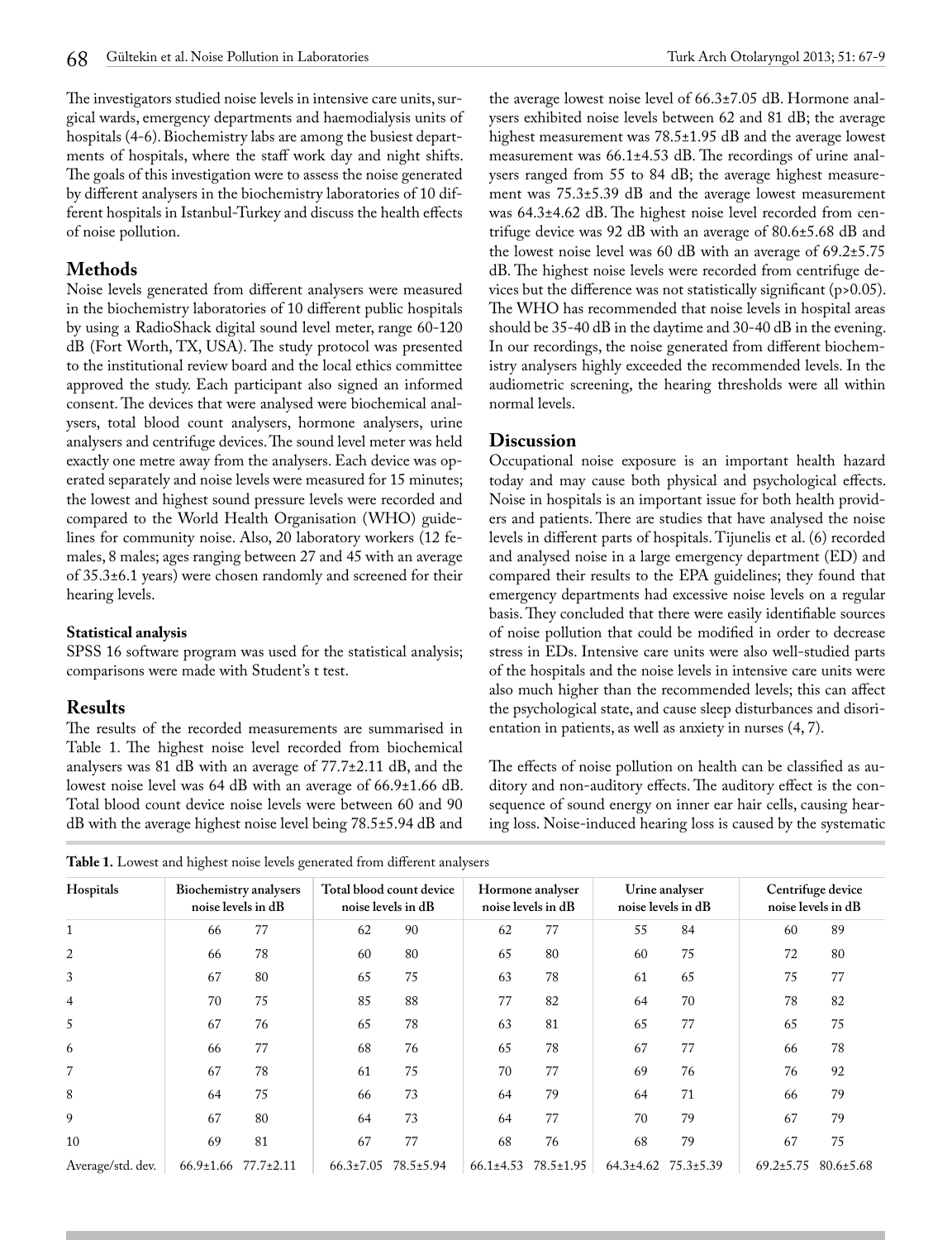The investigators studied noise levels in intensive care units, surgical wards, emergency departments and haemodialysis units of hospitals (4-6). Biochemistry labs are among the busiest departments of hospitals, where the staff work day and night shifts. The goals of this investigation were to assess the noise generated by different analysers in the biochemistry laboratories of 10 different hospitals in Istanbul-Turkey and discuss the health effects of noise pollution.

## Methods

Noise levels generated from different analysers were measured in the biochemistry laboratories of 10 different public hospitals by using a RadioShack digital sound level meter, range 60-120 dB (Fort Worth, TX, USA). The study protocol was presented to the institutional review board and the local ethics committee approved the study. Each participant also signed an informed consent. The devices that were analysed were biochemical analysers, total blood count analysers, hormone analysers, urine analysers and centrifuge devices. The sound level meter was held exactly one metre away from the analysers. Each device was operated separately and noise levels were measured for 15 minutes; the lowest and highest sound pressure levels were recorded and compared to the World Health Organisation (WHO) guidelines for community noise. Also, 20 laboratory workers (12 females, 8 males; ages ranging between 27 and 45 with an average of 35.3±6.1 years) were chosen randomly and screened for their hearing levels.

### Statistical analysis

SPSS 16 software program was used for the statistical analysis; comparisons were made with Student's t test.

## Results

The results of the recorded measurements are summarised in Table 1. The highest noise level recorded from biochemical analysers was 81 dB with an average of 77.7±2.11 dB, and the lowest noise level was 64 dB with an average of 66.9±1.66 dB. Total blood count device noise levels were between 60 and 90 dB with the average highest noise level being 78.5±5.94 dB and the average lowest noise level of 66.3±7.05 dB. Hormone analysers exhibited noise levels between 62 and 81 dB; the average highest measurement was 78.5±1.95 dB and the average lowest measurement was 66.1±4.53 dB. The recordings of urine analysers ranged from 55 to 84 dB; the average highest measurement was 75.3±5.39 dB and the average lowest measurement was 64.3±4.62 dB. The highest noise level recorded from centrifuge device was 92 dB with an average of 80.6±5.68 dB and the lowest noise level was 60 dB with an average of 69.2±5.75 dB. The highest noise levels were recorded from centrifuge devices but the difference was not statistically significant ($p>0.05$). The WHO has recommended that noise levels in hospital areas should be 35-40 dB in the daytime and 30-40 dB in the evening. In our recordings, the noise generated from different biochemistry analysers highly exceeded the recommended levels. In the audiometric screening, the hearing thresholds were all within normal levels.

## Discussion

Occupational noise exposure is an important health hazard today and may cause both physical and psychological effects. Noise in hospitals is an important issue for both health providers and patients. There are studies that have analysed the noise levels in different parts of hospitals. Tijunelis et al. (6) recorded and analysed noise in a large emergency department (ED) and compared their results to the EPA guidelines; they found that emergency departments had excessive noise levels on a regular basis. They concluded that there were easily identifiable sources of noise pollution that could be modified in order to decrease stress in EDs. Intensive care units were also well-studied parts of the hospitals and the noise levels in intensive care units were also much higher than the recommended levels; this can affect the psychological state, and cause sleep disturbances and disorientation in patients, as well as anxiety in nurses (4, 7).

The effects of noise pollution on health can be classified as auditory and non-auditory effects. The auditory effect is the consequence of sound energy on inner ear hair cells, causing hearing loss. Noise-induced hearing loss is caused by the systematic

**Table 1.** Lowest and highest noise levels generated from different analysers

| Hospitals | Biochemistry analysers noise levels in dB | | Total blood count device noise levels in dB | | Hormone analyser noise levels in dB | | Urine analyser noise levels in dB | | Centrifuge device noise levels in dB | |
|---|---|---|---|---|---|---|---|---|---|---|
| 1 | 66 | 77 | 62 | 90 | 62 | 77 | 55 | 84 | 60 | 89 |
| 2 | 66 | 78 | 60 | 80 | 65 | 80 | 60 | 75 | 72 | 80 |
| 3 | 67 | 80 | 65 | 75 | 63 | 78 | 61 | 65 | 75 | 77 |
| 4 | 70 | 75 | 85 | 88 | 77 | 82 | 64 | 70 | 78 | 82 |
| 5 | 67 | 76 | 65 | 78 | 63 | 81 | 65 | 77 | 65 | 75 |
| 6 | 66 | 77 | 68 | 76 | 65 | 78 | 67 | 77 | 66 | 78 |
| 7 | 67 | 78 | 61 | 75 | 70 | 77 | 69 | 76 | 76 | 92 |
| 8 | 64 | 75 | 66 | 73 | 64 | 79 | 64 | 71 | 66 | 79 |
| 9 | 67 | 80 | 64 | 73 | 64 | 77 | 70 | 79 | 67 | 79 |
| 10 | 69 | 81 | 67 | 77 | 68 | 76 | 68 | 79 | 67 | 75 |
| Average/std. dev. | 66.9±1.66 | 77.7±2.11 | 66.3±7.05 | 78.5±5.94 | 66.1±4.53 | 78.5±1.95 | 64.3±4.62 | 75.3±5.39 | 69.2±5.75 | 80.6±5.68 |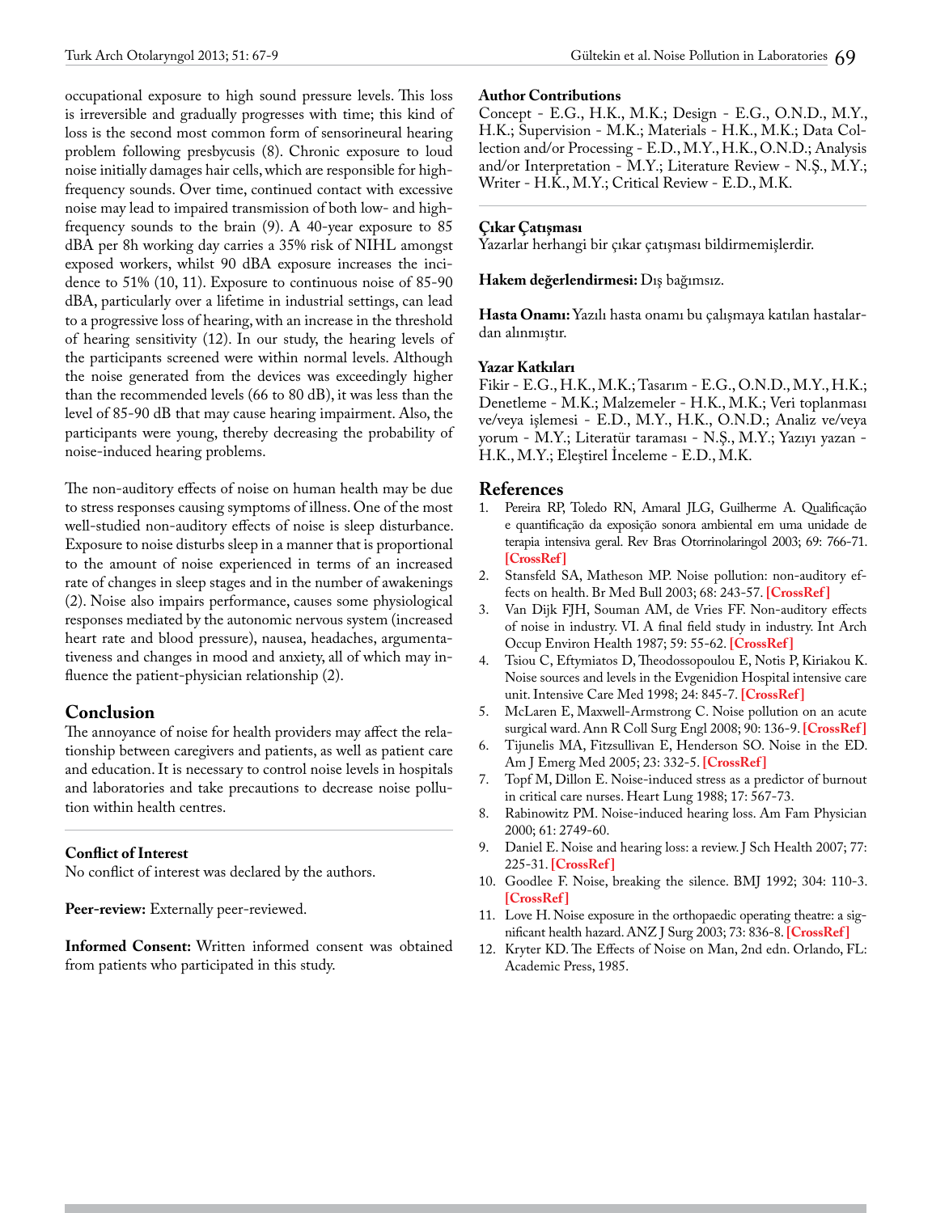occupational exposure to high sound pressure levels. This loss is irreversible and gradually progresses with time; this kind of loss is the second most common form of sensorineural hearing problem following presbycusis (8). Chronic exposure to loud noise initially damages hair cells, which are responsible for high-frequency sounds. Over time, continued contact with excessive noise may lead to impaired transmission of both low- and high-frequency sounds to the brain (9). A 40-year exposure to 85 dBA per 8h working day carries a 35% risk of NIHL amongst exposed workers, whilst 90 dBA exposure increases the incidence to 51% (10, 11). Exposure to continuous noise of 85-90 dBA, particularly over a lifetime in industrial settings, can lead to a progressive loss of hearing, with an increase in the threshold of hearing sensitivity (12). In our study, the hearing levels of the participants screened were within normal levels. Although the noise generated from the devices was exceedingly higher than the recommended levels (66 to 80 dB), it was less than the level of 85-90 dB that may cause hearing impairment. Also, the participants were young, thereby decreasing the probability of noise-induced hearing problems.

The non-auditory effects of noise on human health may be due to stress responses causing symptoms of illness. One of the most well-studied non-auditory effects of noise is sleep disturbance. Exposure to noise disturbs sleep in a manner that is proportional to the amount of noise experienced in terms of an increased rate of changes in sleep stages and in the number of awakenings (2). Noise also impairs performance, causes some physiological responses mediated by the autonomic nervous system (increased heart rate and blood pressure), nausea, headaches, argumentativeness and changes in mood and anxiety, all of which may influence the patient-physician relationship (2).

## Conclusion

The annoyance of noise for health providers may affect the relationship between caregivers and patients, as well as patient care and education. It is necessary to control noise levels in hospitals and laboratories and take precautions to decrease noise pollution within health centres.

**Conflict of Interest**
No conflict of interest was declared by the authors.

**Peer-review:** Externally peer-reviewed.

**Informed Consent:** Written informed consent was obtained from patients who participated in this study.

**Author Contributions**
Concept - E.G., H.K., M.K.; Design - E.G., O.N.D., M.Y., H.K.; Supervision - M.K.; Materials - H.K., M.K.; Data Collection and/or Processing - E.D., M.Y., H.K., O.N.D.; Analysis and/or Interpretation - M.Y.; Literature Review - N.Ş., M.Y.; Writer - H.K., M.Y.; Critical Review - E.D., M.K.

**Çıkar Çatışması**
Yazarlar herhangi bir çıkar çatışması bildirmemişlerdir.

**Hakem değerlendirmesi:** Dış bağımsız.

**Hasta Onamı:** Yazılı hasta onamı bu çalışmaya katılan hastalardan alınmıştır.

**Yazar Katkıları**
Fikir - E.G., H.K., M.K.; Tasarım - E.G., O.N.D., M.Y., H.K.; Denetleme - M.K.; Malzemeler - H.K., M.K.; Veri toplanması ve/veya işlemesi - E.D., M.Y., H.K., O.N.D.; Analiz ve/veya yorum - M.Y.; Literatür taraması - N.Ş., M.Y.; Yazıyı yazan - H.K., M.Y.; Eleştirel İnceleme - E.D., M.K.

## References

1. Pereira RP, Toledo RN, Amaral JLG, Guilherme A. Qualificação e quantificação da exposição sonora ambiental em uma unidade de terapia intensiva geral. Rev Bras Otorrinolaringol 2003; 69: 766-71. [CrossRef]
2. Stansfeld SA, Matheson MP. Noise pollution: non-auditory effects on health. Br Med Bull 2003; 68: 243-57. [CrossRef]
3. Van Dijk FJH, Souman AM, de Vries FF. Non-auditory effects of noise in industry. VI. A final field study in industry. Int Arch Occup Environ Health 1987; 59: 55-62. [CrossRef]
4. Tsiou C, Eftymiatos D, Theodossopoulou E, Notis P, Kiriakou K. Noise sources and levels in the Evgenidion Hospital intensive care unit. Intensive Care Med 1998; 24: 845-7. [CrossRef]
5. McLaren E, Maxwell-Armstrong C. Noise pollution on an acute surgical ward. Ann R Coll Surg Engl 2008; 90: 136-9. [CrossRef]
6. Tijunelis MA, Fitzsullivan E, Henderson SO. Noise in the ED. Am J Emerg Med 2005; 23: 332-5. [CrossRef]
7. Topf M, Dillon E. Noise-induced stress as a predictor of burnout in critical care nurses. Heart Lung 1988; 17: 567-73.
8. Rabinowitz PM. Noise-induced hearing loss. Am Fam Physician 2000; 61: 2749-60.
9. Daniel E. Noise and hearing loss: a review. J Sch Health 2007; 77: 225-31. [CrossRef]
10. Goodlee F. Noise, breaking the silence. BMJ 1992; 304: 110-3. [CrossRef]
11. Love H. Noise exposure in the orthopaedic operating theatre: a significant health hazard. ANZ J Surg 2003; 73: 836-8. [CrossRef]
12. Kryter KD. The Effects of Noise on Man, 2nd edn. Orlando, FL: Academic Press, 1985.